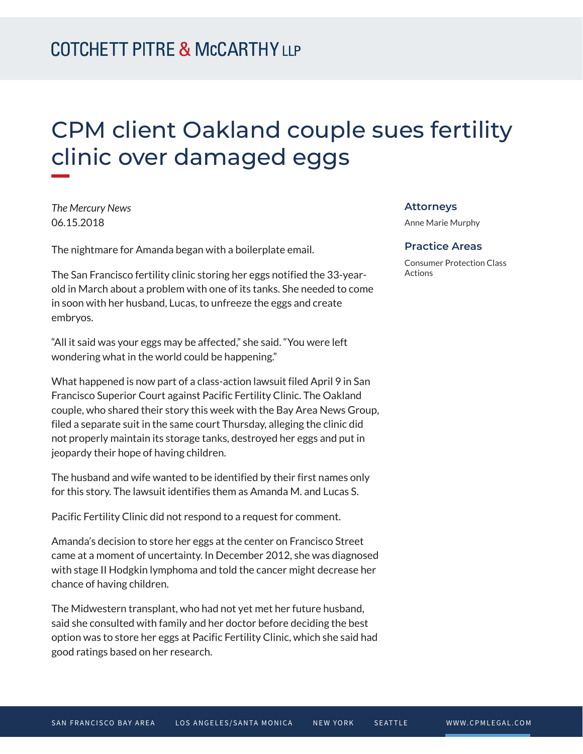# CPM client Oakland couple sues fertility clinic over damaged eggs

*The Mercury News*
06.15.2018

The nightmare for Amanda began with a boilerplate email.

The San Francisco fertility clinic storing her eggs notified the 33-year-old in March about a problem with one of its tanks. She needed to come in soon with her husband, Lucas, to unfreeze the eggs and create embryos.

"All it said was your eggs may be affected," she said. "You were left wondering what in the world could be happening."

What happened is now part of a class-action lawsuit filed April 9 in San Francisco Superior Court against Pacific Fertility Clinic. The Oakland couple, who shared their story this week with the Bay Area News Group, filed a separate suit in the same court Thursday, alleging the clinic did not properly maintain its storage tanks, destroyed her eggs and put in jeopardy their hope of having children.

The husband and wife wanted to be identified by their first names only for this story. The lawsuit identifies them as Amanda M. and Lucas S.

Pacific Fertility Clinic did not respond to a request for comment.

Amanda's decision to store her eggs at the center on Francisco Street came at a moment of uncertainty. In December 2012, she was diagnosed with stage II Hodgkin lymphoma and told the cancer might decrease her chance of having children.

The Midwestern transplant, who had not yet met her future husband, said she consulted with family and her doctor before deciding the best option was to store her eggs at Pacific Fertility Clinic, which she said had good ratings based on her research.

### Attorneys

Anne Marie Murphy

### Practice Areas

Consumer Protection Class Actions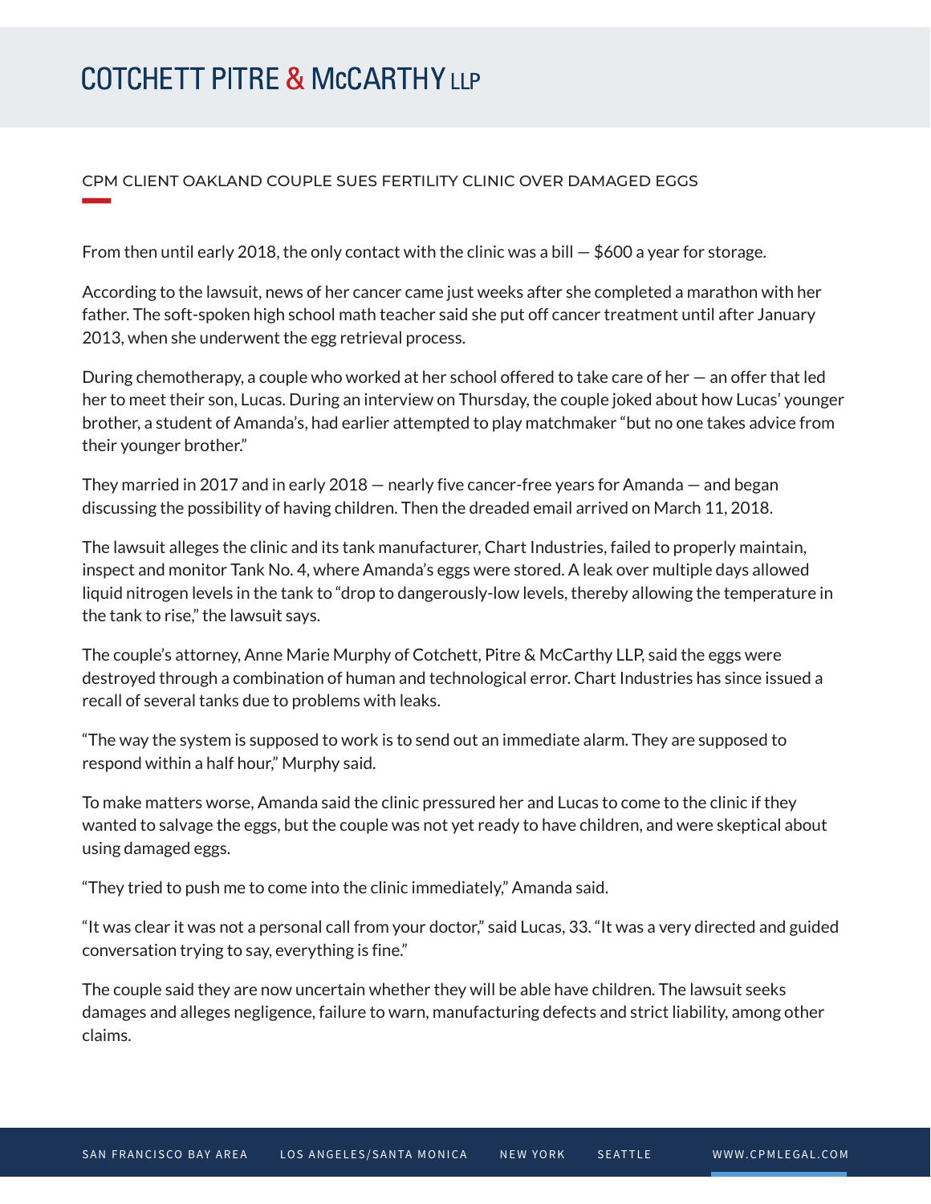CPM CLIENT OAKLAND COUPLE SUES FERTILITY CLINIC OVER DAMAGED EGGS

From then until early 2018, the only contact with the clinic was a bill — $600 a year for storage.

According to the lawsuit, news of her cancer came just weeks after she completed a marathon with her father. The soft-spoken high school math teacher said she put off cancer treatment until after January 2013, when she underwent the egg retrieval process.

During chemotherapy, a couple who worked at her school offered to take care of her — an offer that led her to meet their son, Lucas. During an interview on Thursday, the couple joked about how Lucas' younger brother, a student of Amanda's, had earlier attempted to play matchmaker "but no one takes advice from their younger brother."

They married in 2017 and in early 2018 — nearly five cancer-free years for Amanda — and began discussing the possibility of having children. Then the dreaded email arrived on March 11, 2018.

The lawsuit alleges the clinic and its tank manufacturer, Chart Industries, failed to properly maintain, inspect and monitor Tank No. 4, where Amanda's eggs were stored. A leak over multiple days allowed liquid nitrogen levels in the tank to "drop to dangerously-low levels, thereby allowing the temperature in the tank to rise," the lawsuit says.

The couple's attorney, Anne Marie Murphy of Cotchett, Pitre & McCarthy LLP, said the eggs were destroyed through a combination of human and technological error. Chart Industries has since issued a recall of several tanks due to problems with leaks.

"The way the system is supposed to work is to send out an immediate alarm. They are supposed to respond within a half hour," Murphy said.

To make matters worse, Amanda said the clinic pressured her and Lucas to come to the clinic if they wanted to salvage the eggs, but the couple was not yet ready to have children, and were skeptical about using damaged eggs.

"They tried to push me to come into the clinic immediately," Amanda said.

"It was clear it was not a personal call from your doctor," said Lucas, 33. "It was a very directed and guided conversation trying to say, everything is fine."

The couple said they are now uncertain whether they will be able have children. The lawsuit seeks damages and alleges negligence, failure to warn, manufacturing defects and strict liability, among other claims.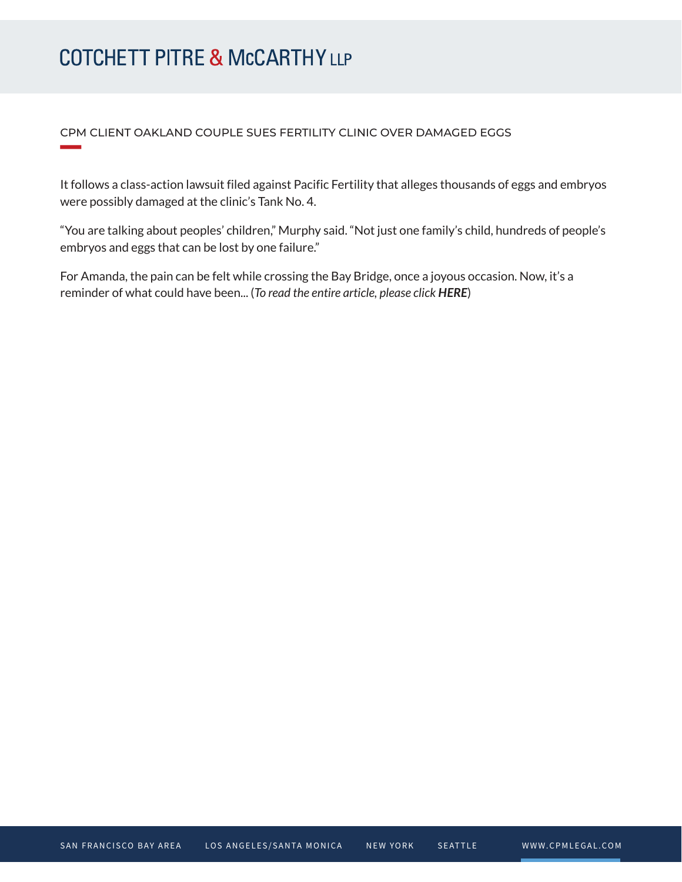CPM CLIENT OAKLAND COUPLE SUES FERTILITY CLINIC OVER DAMAGED EGGS

It follows a class-action lawsuit filed against Pacific Fertility that alleges thousands of eggs and embryos were possibly damaged at the clinic's Tank No. 4.

"You are talking about peoples' children," Murphy said. "Not just one family's child, hundreds of people's embryos and eggs that can be lost by one failure."

For Amanda, the pain can be felt while crossing the Bay Bridge, once a joyous occasion. Now, it's a reminder of what could have been... (*To read the entire article, please click **HERE***)